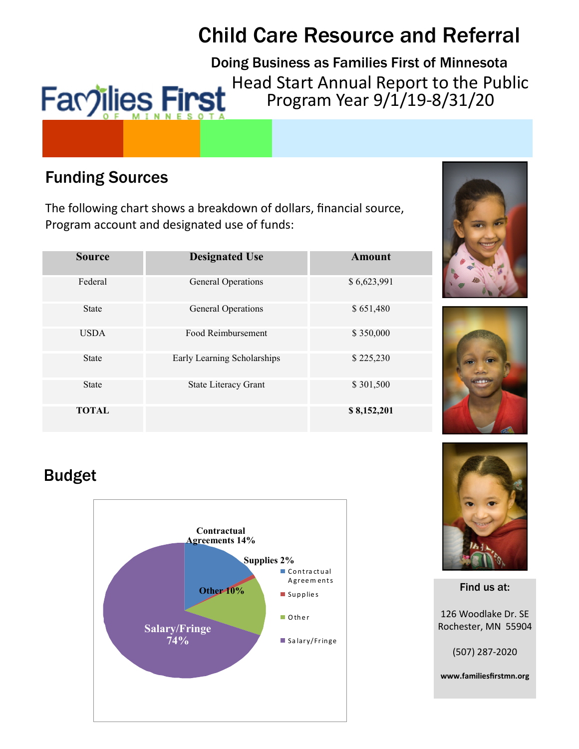# Child Care Resource and Referral

**Doing Business as Families First of Minnesota**

Head Start Annual Report to the Public
Program Year 9/1/19-8/31/20

## Funding Sources

The following chart shows a breakdown of dollars, financial source, Program account and designated use of funds:

| Source | Designated Use | Amount |
|---|---|---|
| Federal | General Operations | $ 6,623,991 |
| State | General Operations | $ 651,480 |
| USDA | Food Reimbursement | $ 350,000 |
| State | Early Learning Scholarships | $ 225,230 |
| State | State Literacy Grant | $ 301,500 |
| **TOTAL** | | **$ 8,152,201** |

## Budget

- Contractual Agreements 14%
- Supplies 2%
- Other 10%
- Salary/Fringe 74%

**Find us at:**

126 Woodlake Dr. SE
Rochester, MN 55904

(507) 287-2020

**www.familiesfirstmn.org**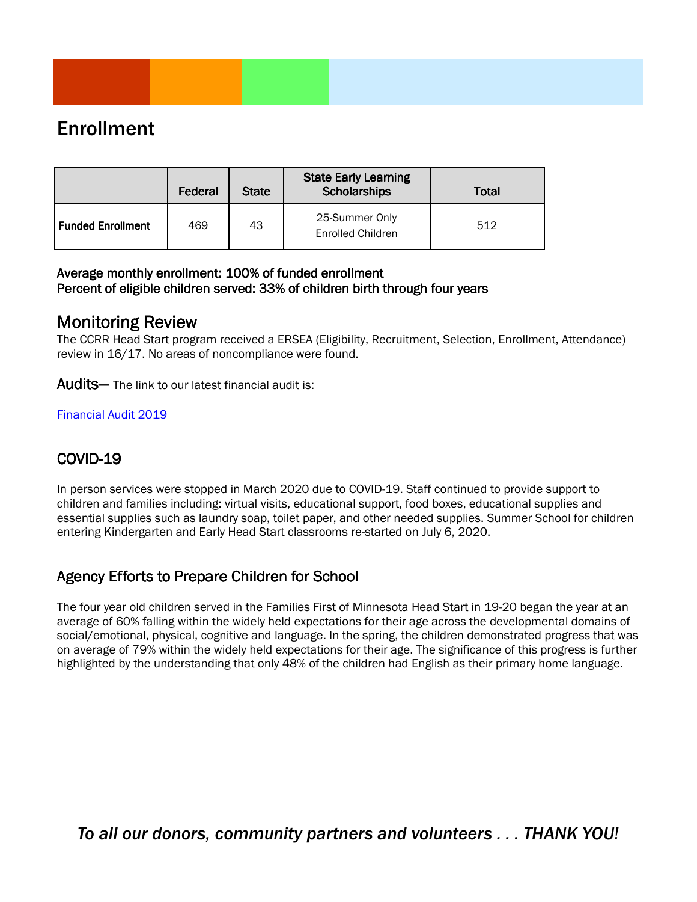## Enrollment

| | Federal | State | State Early Learning Scholarships | Total |
|---|---|---|---|---|
| **Funded Enrollment** | 469 | 43 | 25-Summer Only Enrolled Children | 512 |

Average monthly enrollment: 100% of funded enrollment
Percent of eligible children served: 33% of children birth through four years

## Monitoring Review

The CCRR Head Start program received a ERSEA (Eligibility, Recruitment, Selection, Enrollment, Attendance) review in 16/17. No areas of noncompliance were found.

**Audits**— The link to our latest financial audit is:

Financial Audit 2019

## COVID-19

In person services were stopped in March 2020 due to COVID-19. Staff continued to provide support to children and families including: virtual visits, educational support, food boxes, educational supplies and essential supplies such as laundry soap, toilet paper, and other needed supplies. Summer School for children entering Kindergarten and Early Head Start classrooms re-started on July 6, 2020.

## Agency Efforts to Prepare Children for School

The four year old children served in the Families First of Minnesota Head Start in 19-20 began the year at an average of 60% falling within the widely held expectations for their age across the developmental domains of social/emotional, physical, cognitive and language. In the spring, the children demonstrated progress that was on average of 79% within the widely held expectations for their age. The significance of this progress is further highlighted by the understanding that only 48% of the children had English as their primary home language.

*To all our donors, community partners and volunteers . . . THANK YOU!*